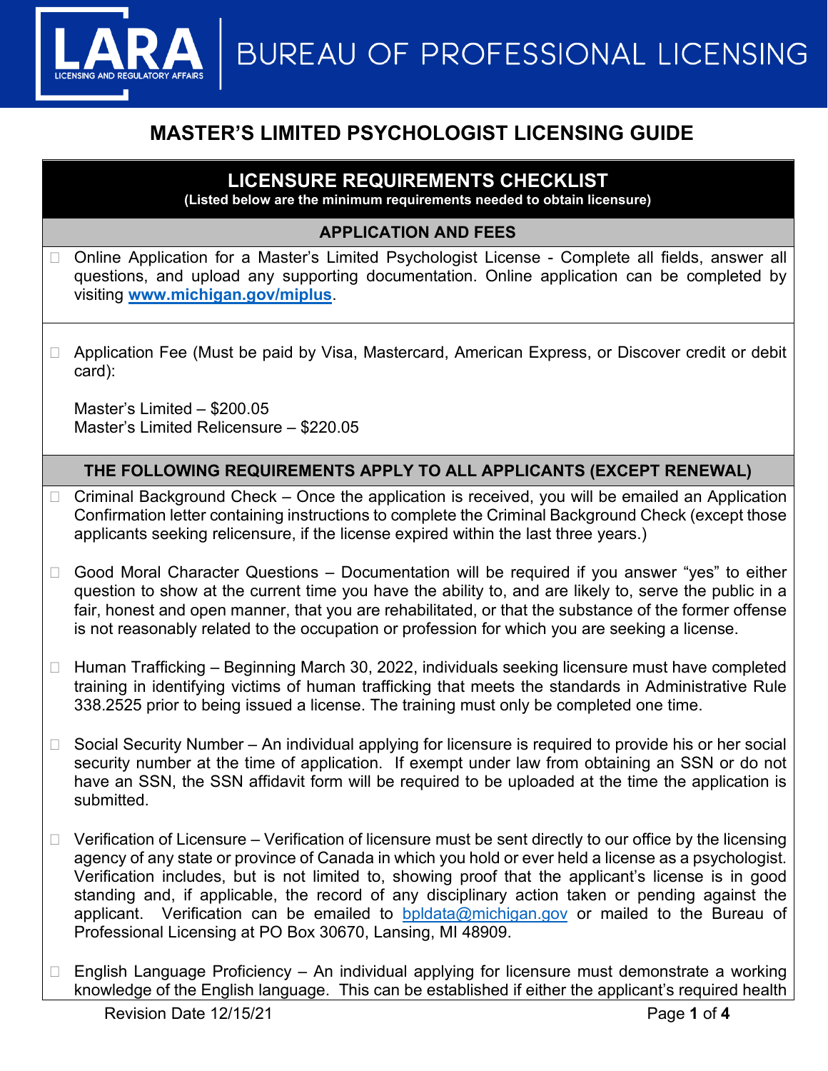# MASTER'S LIMITED PSYCHOLOGIST LICENSING GUIDE

## LICENSURE REQUIREMENTS CHECKLIST

**(Listed below are the minimum requirements needed to obtain licensure)**

### APPLICATION AND FEES

- ☐ Online Application for a Master's Limited Psychologist License - Complete all fields, answer all questions, and upload any supporting documentation. Online application can be completed by visiting **[www.michigan.gov/miplus](http://www.michigan.gov/miplus)**.

- ☐ Application Fee (Must be paid by Visa, Mastercard, American Express, or Discover credit or debit card):

  Master's Limited – $200.05
  Master's Limited Relicensure – $220.05

### THE FOLLOWING REQUIREMENTS APPLY TO ALL APPLICANTS (EXCEPT RENEWAL)

- ☐ Criminal Background Check – Once the application is received, you will be emailed an Application Confirmation letter containing instructions to complete the Criminal Background Check (except those applicants seeking relicensure, if the license expired within the last three years.)

- ☐ Good Moral Character Questions – Documentation will be required if you answer "yes" to either question to show at the current time you have the ability to, and are likely to, serve the public in a fair, honest and open manner, that you are rehabilitated, or that the substance of the former offense is not reasonably related to the occupation or profession for which you are seeking a license.

- ☐ Human Trafficking – Beginning March 30, 2022, individuals seeking licensure must have completed training in identifying victims of human trafficking that meets the standards in Administrative Rule 338.2525 prior to being issued a license. The training must only be completed one time.

- ☐ Social Security Number – An individual applying for licensure is required to provide his or her social security number at the time of application. If exempt under law from obtaining an SSN or do not have an SSN, the SSN affidavit form will be required to be uploaded at the time the application is submitted.

- ☐ Verification of Licensure – Verification of licensure must be sent directly to our office by the licensing agency of any state or province of Canada in which you hold or ever held a license as a psychologist. Verification includes, but is not limited to, showing proof that the applicant's license is in good standing and, if applicable, the record of any disciplinary action taken or pending against the applicant. Verification can be emailed to [bpldata@michigan.gov](mailto:bpldata@michigan.gov) or mailed to the Bureau of Professional Licensing at PO Box 30670, Lansing, MI 48909.

- ☐ English Language Proficiency – An individual applying for licensure must demonstrate a working knowledge of the English language. This can be established if either the applicant's required health

Revision Date 12/15/21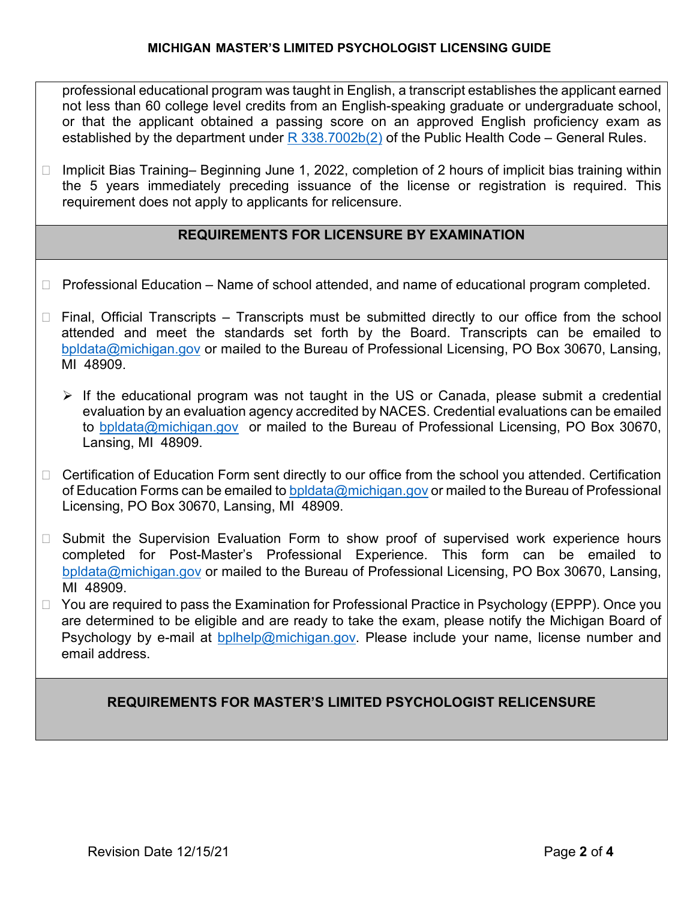professional educational program was taught in English, a transcript establishes the applicant earned not less than 60 college level credits from an English-speaking graduate or undergraduate school, or that the applicant obtained a passing score on an approved English proficiency exam as established by the department under R 338.7002b(2) of the Public Health Code – General Rules.

- ☐ Implicit Bias Training– Beginning June 1, 2022, completion of 2 hours of implicit bias training within the 5 years immediately preceding issuance of the license or registration is required. This requirement does not apply to applicants for relicensure.

## REQUIREMENTS FOR LICENSURE BY EXAMINATION

- ☐ Professional Education – Name of school attended, and name of educational program completed.

- ☐ Final, Official Transcripts – Transcripts must be submitted directly to our office from the school attended and meet the standards set forth by the Board. Transcripts can be emailed to bpldata@michigan.gov or mailed to the Bureau of Professional Licensing, PO Box 30670, Lansing, MI 48909.

  - If the educational program was not taught in the US or Canada, please submit a credential evaluation by an evaluation agency accredited by NACES. Credential evaluations can be emailed to bpldata@michigan.gov or mailed to the Bureau of Professional Licensing, PO Box 30670, Lansing, MI 48909.

- ☐ Certification of Education Form sent directly to our office from the school you attended. Certification of Education Forms can be emailed to bpldata@michigan.gov or mailed to the Bureau of Professional Licensing, PO Box 30670, Lansing, MI 48909.

- ☐ Submit the Supervision Evaluation Form to show proof of supervised work experience hours completed for Post-Master's Professional Experience. This form can be emailed to bpldata@michigan.gov or mailed to the Bureau of Professional Licensing, PO Box 30670, Lansing, MI 48909.
- ☐ You are required to pass the Examination for Professional Practice in Psychology (EPPP). Once you are determined to be eligible and are ready to take the exam, please notify the Michigan Board of Psychology by e-mail at bplhelp@michigan.gov. Please include your name, license number and email address.

## REQUIREMENTS FOR MASTER'S LIMITED PSYCHOLOGIST RELICENSURE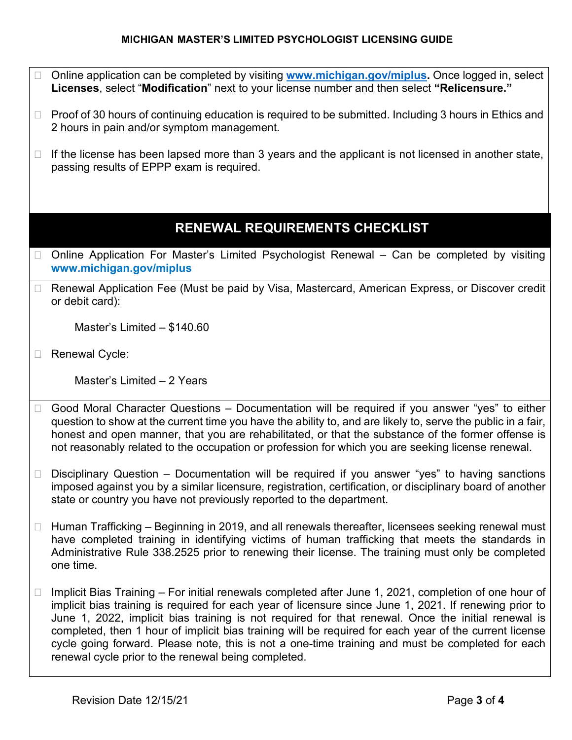- ☐ Online application can be completed by visiting **www.michigan.gov/miplus.** Once logged in, select **Licenses**, select "**Modification**" next to your license number and then select **"Relicensure."**
- ☐ Proof of 30 hours of continuing education is required to be submitted. Including 3 hours in Ethics and 2 hours in pain and/or symptom management.
- ☐ If the license has been lapsed more than 3 years and the applicant is not licensed in another state, passing results of EPPP exam is required.

## RENEWAL REQUIREMENTS CHECKLIST

- ☐ Online Application For Master's Limited Psychologist Renewal – Can be completed by visiting **www.michigan.gov/miplus**
- ☐ Renewal Application Fee (Must be paid by Visa, Mastercard, American Express, or Discover credit or debit card):

  Master's Limited – $140.60

- ☐ Renewal Cycle:

  Master's Limited – 2 Years

- ☐ Good Moral Character Questions – Documentation will be required if you answer "yes" to either question to show at the current time you have the ability to, and are likely to, serve the public in a fair, honest and open manner, that you are rehabilitated, or that the substance of the former offense is not reasonably related to the occupation or profession for which you are seeking license renewal.
- ☐ Disciplinary Question – Documentation will be required if you answer "yes" to having sanctions imposed against you by a similar licensure, registration, certification, or disciplinary board of another state or country you have not previously reported to the department.
- ☐ Human Trafficking – Beginning in 2019, and all renewals thereafter, licensees seeking renewal must have completed training in identifying victims of human trafficking that meets the standards in Administrative Rule 338.2525 prior to renewing their license. The training must only be completed one time.
- ☐ Implicit Bias Training – For initial renewals completed after June 1, 2021, completion of one hour of implicit bias training is required for each year of licensure since June 1, 2021. If renewing prior to June 1, 2022, implicit bias training is not required for that renewal. Once the initial renewal is completed, then 1 hour of implicit bias training will be required for each year of the current license cycle going forward. Please note, this is not a one-time training and must be completed for each renewal cycle prior to the renewal being completed.

Revision Date 12/15/21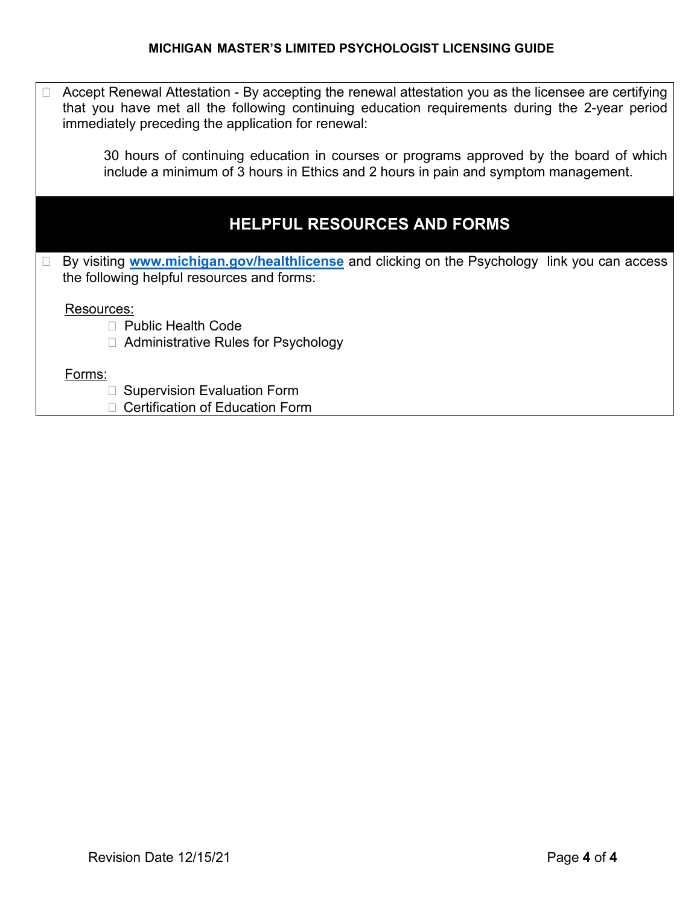- Accept Renewal Attestation - By accepting the renewal attestation you as the licensee are certifying that you have met all the following continuing education requirements during the 2-year period immediately preceding the application for renewal:

    30 hours of continuing education in courses or programs approved by the board of which include a minimum of 3 hours in Ethics and 2 hours in pain and symptom management.

## HELPFUL RESOURCES AND FORMS

- By visiting **[www.michigan.gov/healthlicense](http://www.michigan.gov/healthlicense)** and clicking on the Psychology link you can access the following helpful resources and forms:

<u>Resources:</u>

- Public Health Code
- Administrative Rules for Psychology

<u>Forms:</u>

- Supervision Evaluation Form
- Certification of Education Form